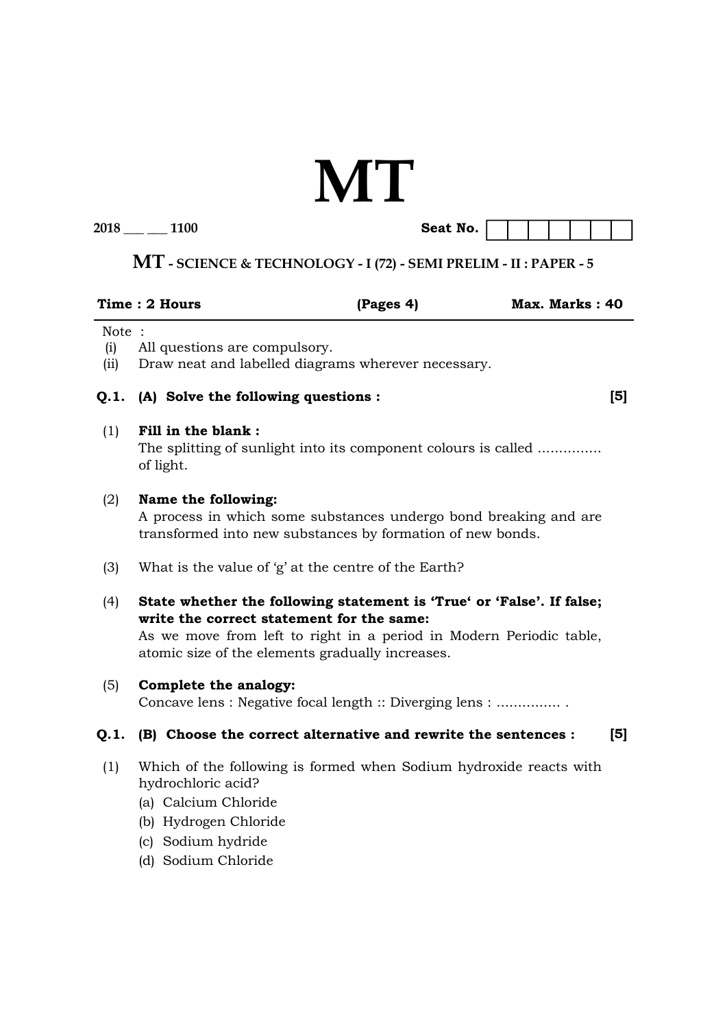# MT

**2018 ___ ___ 1100** **Seat No.** | | | | | | | |

## MT - SCIENCE & TECHNOLOGY - I (72) - SEMI PRELIM - II : PAPER - 5

**Time : 2 Hours** **(Pages 4)** **Max. Marks : 40**

Note :
- (i) All questions are compulsory.
- (ii) Draw neat and labelled diagrams wherever necessary.

**Q.1. (A) Solve the following questions : [5]**

(1) **Fill in the blank :**
The splitting of sunlight into its component colours is called ............... of light.

(2) **Name the following:**
A process in which some substances undergo bond breaking and are transformed into new substances by formation of new bonds.

(3) What is the value of 'g' at the centre of the Earth?

(4) **State whether the following statement is 'True' or 'False'. If false; write the correct statement for the same:**
As we move from left to right in a period in Modern Periodic table, atomic size of the elements gradually increases.

(5) **Complete the analogy:**
Concave lens : Negative focal length :: Diverging lens : ............... .

**Q.1. (B) Choose the correct alternative and rewrite the sentences : [5]**

(1) Which of the following is formed when Sodium hydroxide reacts with hydrochloric acid?
- (a) Calcium Chloride
- (b) Hydrogen Chloride
- (c) Sodium hydride
- (d) Sodium Chloride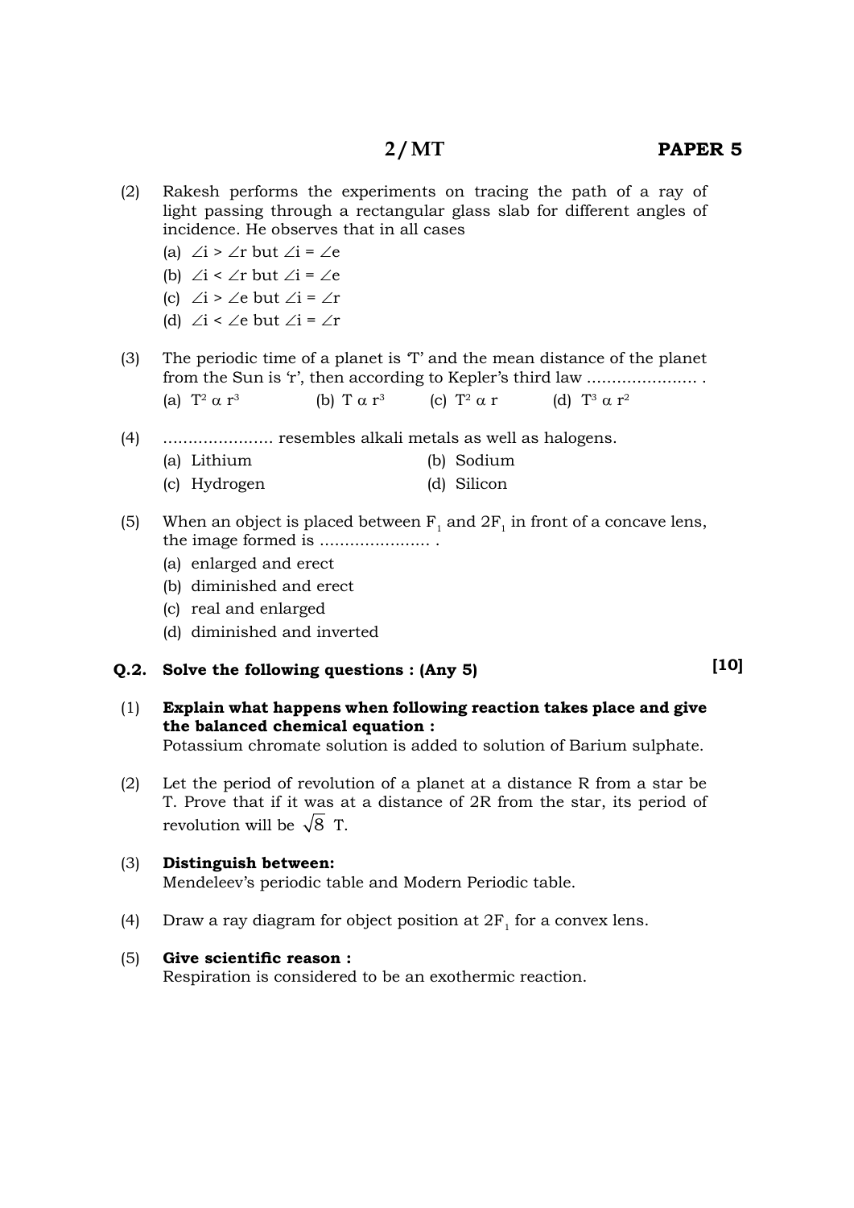(2) Rakesh performs the experiments on tracing the path of a ray of light passing through a rectangular glass slab for different angles of incidence. He observes that in all cases

(a) $\angle i > \angle r$ but $\angle i = \angle e$
(b) $\angle i < \angle r$ but $\angle i = \angle e$
(c) $\angle i > \angle e$ but $\angle i = \angle r$
(d) $\angle i < \angle e$ but $\angle i = \angle r$

(3) The periodic time of a planet is 'T' and the mean distance of the planet from the Sun is 'r', then according to Kepler's third law ...................... .

(a) $T^2 \alpha\, r^3$ (b) $T \alpha\, r^3$ (c) $T^2 \alpha\, r$ (d) $T^3 \alpha\, r^2$

(4) ...................... resembles alkali metals as well as halogens.

(a) Lithium (b) Sodium
(c) Hydrogen (d) Silicon

(5) When an object is placed between $F_1$ and $2F_1$ in front of a concave lens, the image formed is ...................... .

(a) enlarged and erect
(b) diminished and erect
(c) real and enlarged
(d) diminished and inverted

**Q.2. Solve the following questions : (Any 5)** **[10]**

(1) **Explain what happens when following reaction takes place and give the balanced chemical equation :**
Potassium chromate solution is added to solution of Barium sulphate.

(2) Let the period of revolution of a planet at a distance R from a star be T. Prove that if it was at a distance of 2R from the star, its period of revolution will be $\sqrt{8}$ T.

(3) **Distinguish between:**
Mendeleev's periodic table and Modern Periodic table.

(4) Draw a ray diagram for object position at $2F_1$ for a convex lens.

(5) **Give scientific reason :**
Respiration is considered to be an exothermic reaction.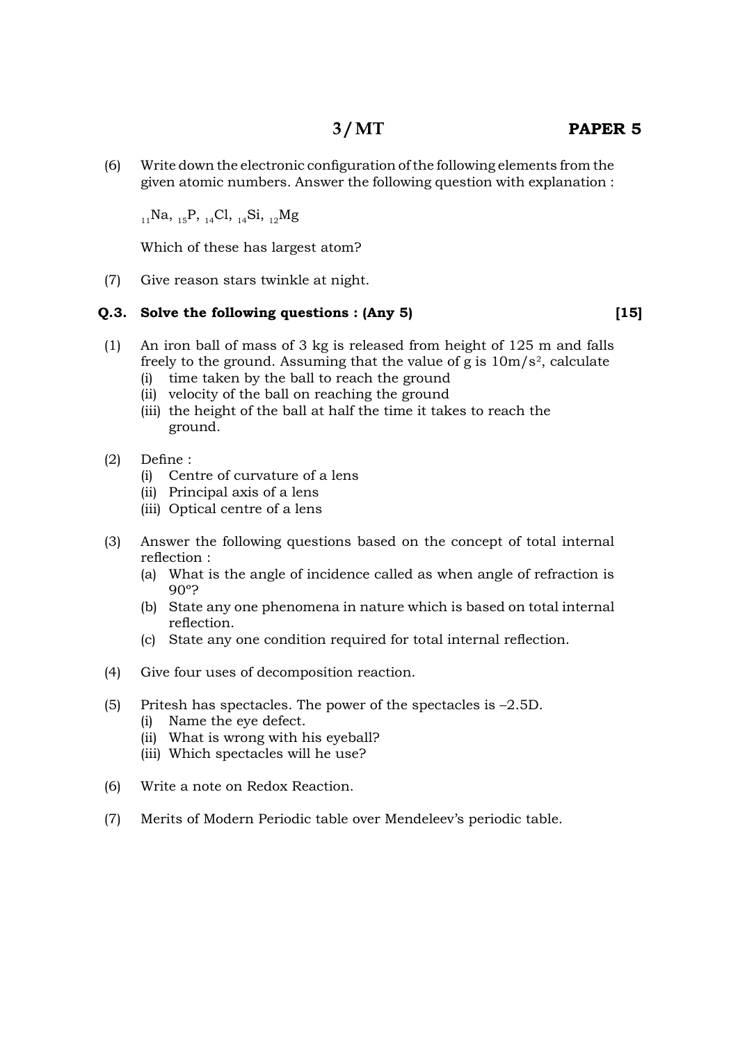(6) Write down the electronic configuration of the following elements from the given atomic numbers. Answer the following question with explanation :

$_{11}Na$, $_{15}P$, $_{14}Cl$, $_{14}Si$, $_{12}Mg$

Which of these has largest atom?

(7) Give reason stars twinkle at night.

**Q.3. Solve the following questions : (Any 5)** **[15]**

(1) An iron ball of mass of 3 kg is released from height of 125 m and falls freely to the ground. Assuming that the value of g is $10 m/s^2$, calculate
- (i) time taken by the ball to reach the ground
- (ii) velocity of the ball on reaching the ground
- (iii) the height of the ball at half the time it takes to reach the ground.

(2) Define :
- (i) Centre of curvature of a lens
- (ii) Principal axis of a lens
- (iii) Optical centre of a lens

(3) Answer the following questions based on the concept of total internal reflection :
- (a) What is the angle of incidence called as when angle of refraction is 90°?
- (b) State any one phenomena in nature which is based on total internal reflection.
- (c) State any one condition required for total internal reflection.

(4) Give four uses of decomposition reaction.

(5) Pritesh has spectacles. The power of the spectacles is –2.5D.
- (i) Name the eye defect.
- (ii) What is wrong with his eyeball?
- (iii) Which spectacles will he use?

(6) Write a note on Redox Reaction.

(7) Merits of Modern Periodic table over Mendeleev's periodic table.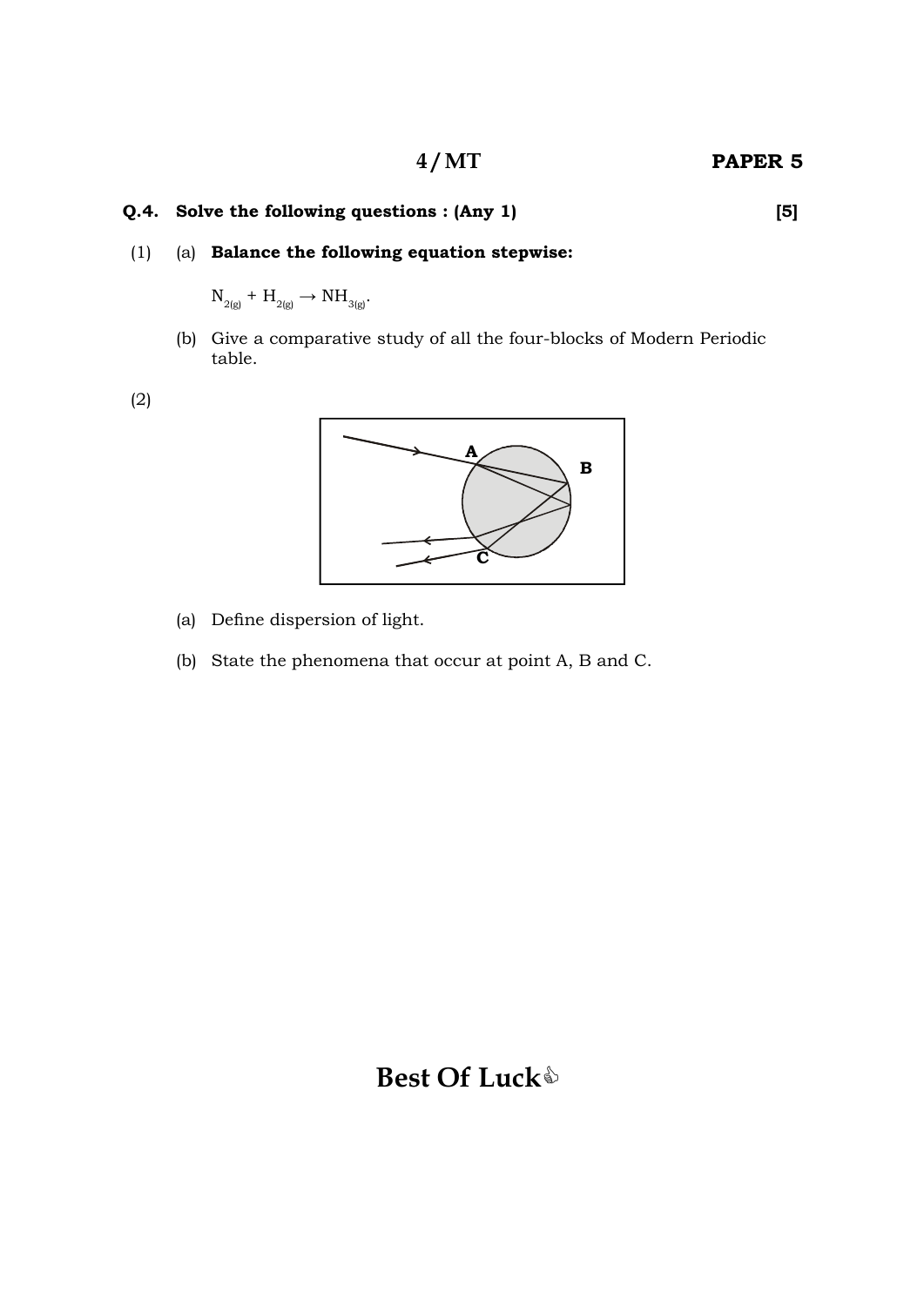**Q.4. Solve the following questions : (Any 1)** **[5]**

(1) (a) **Balance the following equation stepwise:**

$N_{2(g)} + H_{2(g)} \rightarrow NH_{3(g)}$.

(b) Give a comparative study of all the four-blocks of Modern Periodic table.

(2)

A

B

C

(a) Define dispersion of light.

(b) State the phenomena that occur at point A, B and C.

**Best Of Luck**